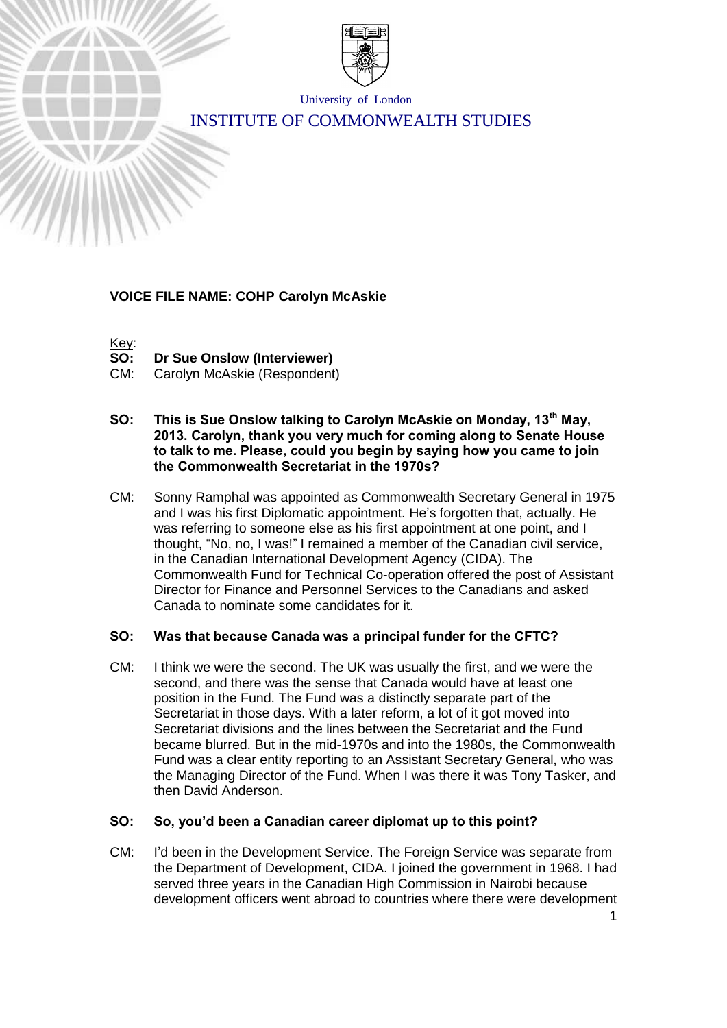University of London

INSTITUTE OF COMMONWEALTH STUDIES

**VOICE FILE NAME: COHP Carolyn McAskie**

Key:

**SO: Dr Sue Onslow (Interviewer)**

CM: Carolyn McAskie (Respondent)

**SO: This is Sue Onslow talking to Carolyn McAskie on Monday, 13th May, 2013. Carolyn, thank you very much for coming along to Senate House to talk to me. Please, could you begin by saying how you came to join the Commonwealth Secretariat in the 1970s?**

CM: Sonny Ramphal was appointed as Commonwealth Secretary General in 1975 and I was his first Diplomatic appointment. He's forgotten that, actually. He was referring to someone else as his first appointment at one point, and I thought, "No, no, I was!" I remained a member of the Canadian civil service, in the Canadian International Development Agency (CIDA). The Commonwealth Fund for Technical Co-operation offered the post of Assistant Director for Finance and Personnel Services to the Canadians and asked Canada to nominate some candidates for it.

**SO: Was that because Canada was a principal funder for the CFTC?**

CM: I think we were the second. The UK was usually the first, and we were the second, and there was the sense that Canada would have at least one position in the Fund. The Fund was a distinctly separate part of the Secretariat in those days. With a later reform, a lot of it got moved into Secretariat divisions and the lines between the Secretariat and the Fund became blurred. But in the mid-1970s and into the 1980s, the Commonwealth Fund was a clear entity reporting to an Assistant Secretary General, who was the Managing Director of the Fund. When I was there it was Tony Tasker, and then David Anderson.

**SO: So, you'd been a Canadian career diplomat up to this point?**

CM: I'd been in the Development Service. The Foreign Service was separate from the Department of Development, CIDA. I joined the government in 1968. I had served three years in the Canadian High Commission in Nairobi because development officers went abroad to countries where there were development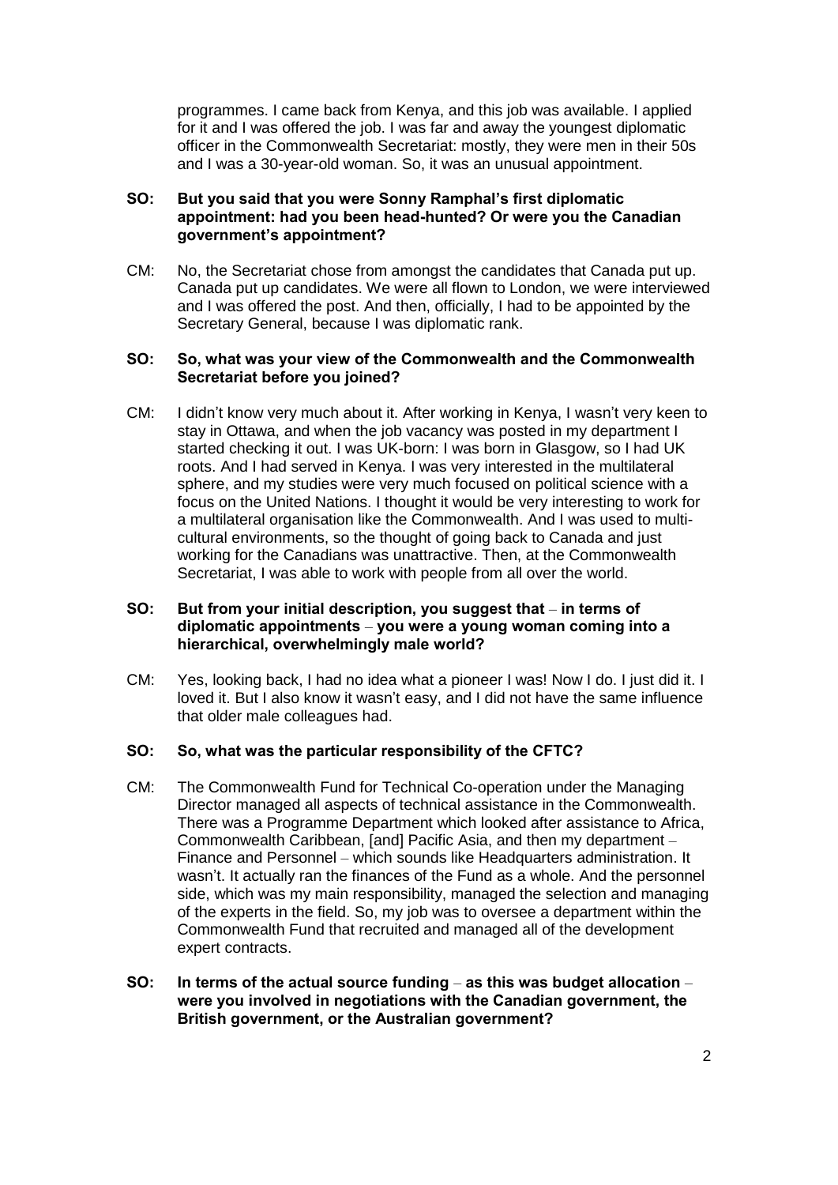programmes. I came back from Kenya, and this job was available. I applied for it and I was offered the job. I was far and away the youngest diplomatic officer in the Commonwealth Secretariat: mostly, they were men in their 50s and I was a 30-year-old woman. So, it was an unusual appointment.

**SO: But you said that you were Sonny Ramphal's first diplomatic appointment: had you been head-hunted? Or were you the Canadian government's appointment?**

CM: No, the Secretariat chose from amongst the candidates that Canada put up. Canada put up candidates. We were all flown to London, we were interviewed and I was offered the post. And then, officially, I had to be appointed by the Secretary General, because I was diplomatic rank.

**SO: So, what was your view of the Commonwealth and the Commonwealth Secretariat before you joined?**

CM: I didn't know very much about it. After working in Kenya, I wasn't very keen to stay in Ottawa, and when the job vacancy was posted in my department I started checking it out. I was UK-born: I was born in Glasgow, so I had UK roots. And I had served in Kenya. I was very interested in the multilateral sphere, and my studies were very much focused on political science with a focus on the United Nations. I thought it would be very interesting to work for a multilateral organisation like the Commonwealth. And I was used to multi-cultural environments, so the thought of going back to Canada and just working for the Canadians was unattractive. Then, at the Commonwealth Secretariat, I was able to work with people from all over the world.

**SO: But from your initial description, you suggest that – in terms of diplomatic appointments – you were a young woman coming into a hierarchical, overwhelmingly male world?**

CM: Yes, looking back, I had no idea what a pioneer I was! Now I do. I just did it. I loved it. But I also know it wasn't easy, and I did not have the same influence that older male colleagues had.

**SO: So, what was the particular responsibility of the CFTC?**

CM: The Commonwealth Fund for Technical Co-operation under the Managing Director managed all aspects of technical assistance in the Commonwealth. There was a Programme Department which looked after assistance to Africa, Commonwealth Caribbean, [and] Pacific Asia, and then my department – Finance and Personnel – which sounds like Headquarters administration. It wasn't. It actually ran the finances of the Fund as a whole. And the personnel side, which was my main responsibility, managed the selection and managing of the experts in the field. So, my job was to oversee a department within the Commonwealth Fund that recruited and managed all of the development expert contracts.

**SO: In terms of the actual source funding – as this was budget allocation – were you involved in negotiations with the Canadian government, the British government, or the Australian government?**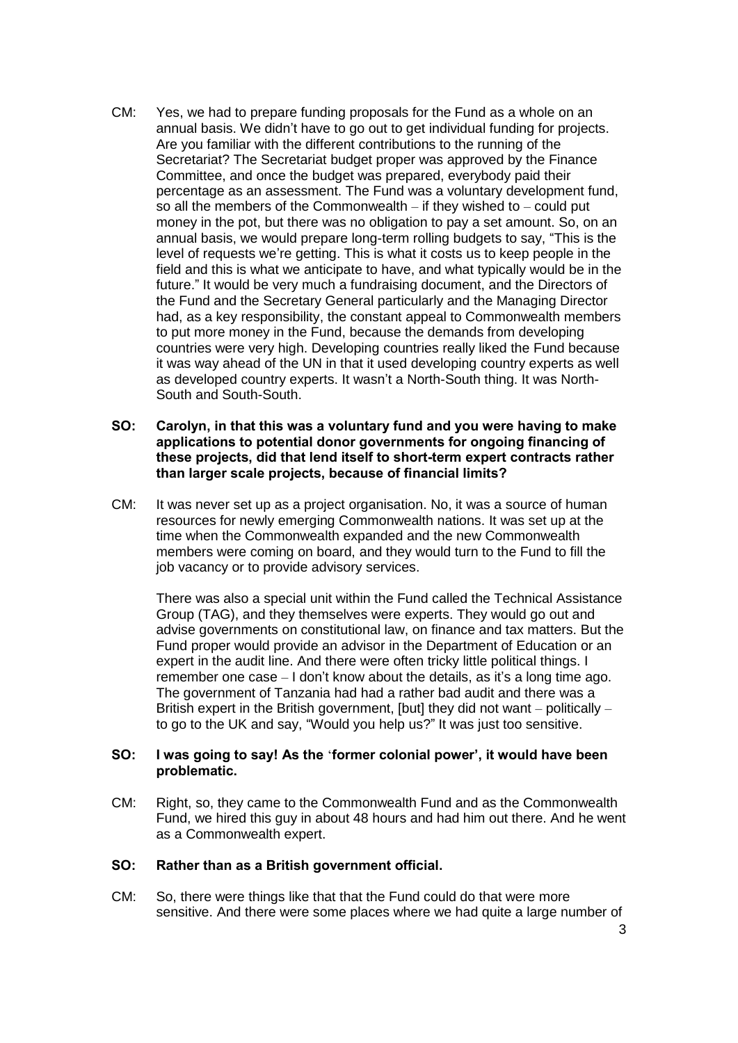CM: Yes, we had to prepare funding proposals for the Fund as a whole on an annual basis. We didn't have to go out to get individual funding for projects. Are you familiar with the different contributions to the running of the Secretariat? The Secretariat budget proper was approved by the Finance Committee, and once the budget was prepared, everybody paid their percentage as an assessment. The Fund was a voluntary development fund, so all the members of the Commonwealth – if they wished to – could put money in the pot, but there was no obligation to pay a set amount. So, on an annual basis, we would prepare long-term rolling budgets to say, "This is the level of requests we're getting. This is what it costs us to keep people in the field and this is what we anticipate to have, and what typically would be in the future." It would be very much a fundraising document, and the Directors of the Fund and the Secretary General particularly and the Managing Director had, as a key responsibility, the constant appeal to Commonwealth members to put more money in the Fund, because the demands from developing countries were very high. Developing countries really liked the Fund because it was way ahead of the UN in that it used developing country experts as well as developed country experts. It wasn't a North-South thing. It was North-South and South-South.

**SO: Carolyn, in that this was a voluntary fund and you were having to make applications to potential donor governments for ongoing financing of these projects, did that lend itself to short-term expert contracts rather than larger scale projects, because of financial limits?**

CM: It was never set up as a project organisation. No, it was a source of human resources for newly emerging Commonwealth nations. It was set up at the time when the Commonwealth expanded and the new Commonwealth members were coming on board, and they would turn to the Fund to fill the job vacancy or to provide advisory services.

There was also a special unit within the Fund called the Technical Assistance Group (TAG), and they themselves were experts. They would go out and advise governments on constitutional law, on finance and tax matters. But the Fund proper would provide an advisor in the Department of Education or an expert in the audit line. And there were often tricky little political things. I remember one case – I don't know about the details, as it's a long time ago. The government of Tanzania had had a rather bad audit and there was a British expert in the British government, [but] they did not want – politically – to go to the UK and say, "Would you help us?" It was just too sensitive.

**SO: I was going to say! As the 'former colonial power', it would have been problematic.**

CM: Right, so, they came to the Commonwealth Fund and as the Commonwealth Fund, we hired this guy in about 48 hours and had him out there. And he went as a Commonwealth expert.

**SO: Rather than as a British government official.**

CM: So, there were things like that that the Fund could do that were more sensitive. And there were some places where we had quite a large number of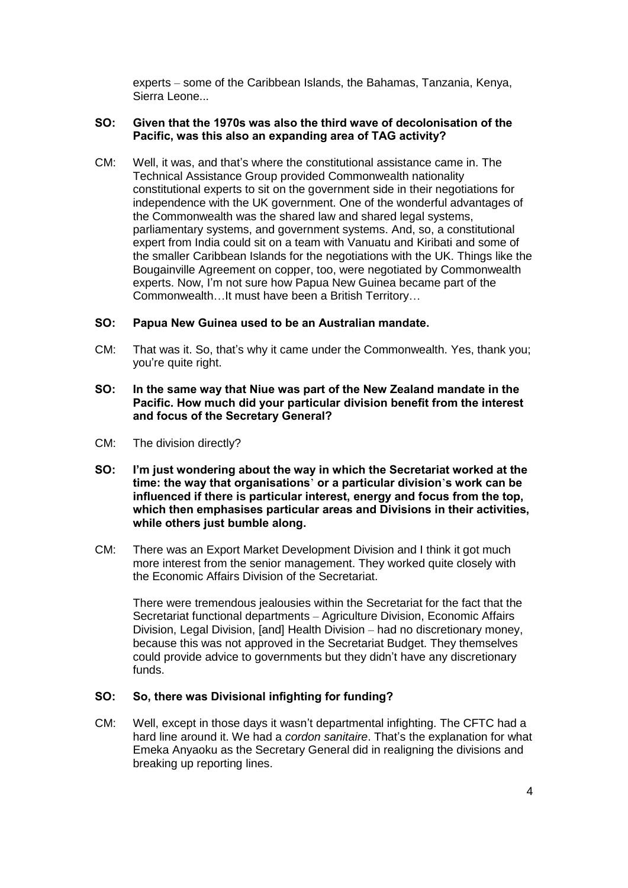experts – some of the Caribbean Islands, the Bahamas, Tanzania, Kenya, Sierra Leone...

**SO: Given that the 1970s was also the third wave of decolonisation of the Pacific, was this also an expanding area of TAG activity?**

CM: Well, it was, and that's where the constitutional assistance came in. The Technical Assistance Group provided Commonwealth nationality constitutional experts to sit on the government side in their negotiations for independence with the UK government. One of the wonderful advantages of the Commonwealth was the shared law and shared legal systems, parliamentary systems, and government systems. And, so, a constitutional expert from India could sit on a team with Vanuatu and Kiribati and some of the smaller Caribbean Islands for the negotiations with the UK. Things like the Bougainville Agreement on copper, too, were negotiated by Commonwealth experts. Now, I'm not sure how Papua New Guinea became part of the Commonwealth…It must have been a British Territory…

**SO: Papua New Guinea used to be an Australian mandate.**

CM: That was it. So, that's why it came under the Commonwealth. Yes, thank you; you're quite right.

**SO: In the same way that Niue was part of the New Zealand mandate in the Pacific. How much did your particular division benefit from the interest and focus of the Secretary General?**

CM: The division directly?

**SO: I'm just wondering about the way in which the Secretariat worked at the time: the way that organisations' or a particular division's work can be influenced if there is particular interest, energy and focus from the top, which then emphasises particular areas and Divisions in their activities, while others just bumble along.**

CM: There was an Export Market Development Division and I think it got much more interest from the senior management. They worked quite closely with the Economic Affairs Division of the Secretariat.

There were tremendous jealousies within the Secretariat for the fact that the Secretariat functional departments – Agriculture Division, Economic Affairs Division, Legal Division, [and] Health Division – had no discretionary money, because this was not approved in the Secretariat Budget. They themselves could provide advice to governments but they didn't have any discretionary funds.

**SO: So, there was Divisional infighting for funding?**

CM: Well, except in those days it wasn't departmental infighting. The CFTC had a hard line around it. We had a *cordon sanitaire*. That's the explanation for what Emeka Anyaoku as the Secretary General did in realigning the divisions and breaking up reporting lines.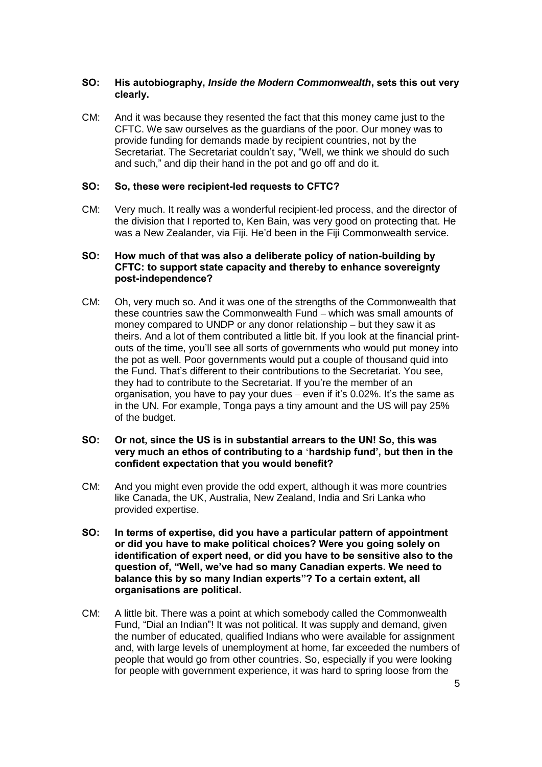**SO: His autobiography, *Inside the Modern Commonwealth*, sets this out very clearly.**

CM: And it was because they resented the fact that this money came just to the CFTC. We saw ourselves as the guardians of the poor. Our money was to provide funding for demands made by recipient countries, not by the Secretariat. The Secretariat couldn't say, "Well, we think we should do such and such," and dip their hand in the pot and go off and do it.

**SO: So, these were recipient-led requests to CFTC?**

CM: Very much. It really was a wonderful recipient-led process, and the director of the division that I reported to, Ken Bain, was very good on protecting that. He was a New Zealander, via Fiji. He'd been in the Fiji Commonwealth service.

**SO: How much of that was also a deliberate policy of nation-building by CFTC: to support state capacity and thereby to enhance sovereignty post-independence?**

CM: Oh, very much so. And it was one of the strengths of the Commonwealth that these countries saw the Commonwealth Fund – which was small amounts of money compared to UNDP or any donor relationship – but they saw it as theirs. And a lot of them contributed a little bit. If you look at the financial print-outs of the time, you'll see all sorts of governments who would put money into the pot as well. Poor governments would put a couple of thousand quid into the Fund. That's different to their contributions to the Secretariat. You see, they had to contribute to the Secretariat. If you're the member of an organisation, you have to pay your dues – even if it's 0.02%. It's the same as in the UN. For example, Tonga pays a tiny amount and the US will pay 25% of the budget.

**SO: Or not, since the US is in substantial arrears to the UN! So, this was very much an ethos of contributing to a 'hardship fund', but then in the confident expectation that you would benefit?**

CM: And you might even provide the odd expert, although it was more countries like Canada, the UK, Australia, New Zealand, India and Sri Lanka who provided expertise.

**SO: In terms of expertise, did you have a particular pattern of appointment or did you have to make political choices? Were you going solely on identification of expert need, or did you have to be sensitive also to the question of, "Well, we've had so many Canadian experts. We need to balance this by so many Indian experts"? To a certain extent, all organisations are political.**

CM: A little bit. There was a point at which somebody called the Commonwealth Fund, "Dial an Indian"! It was not political. It was supply and demand, given the number of educated, qualified Indians who were available for assignment and, with large levels of unemployment at home, far exceeded the numbers of people that would go from other countries. So, especially if you were looking for people with government experience, it was hard to spring loose from the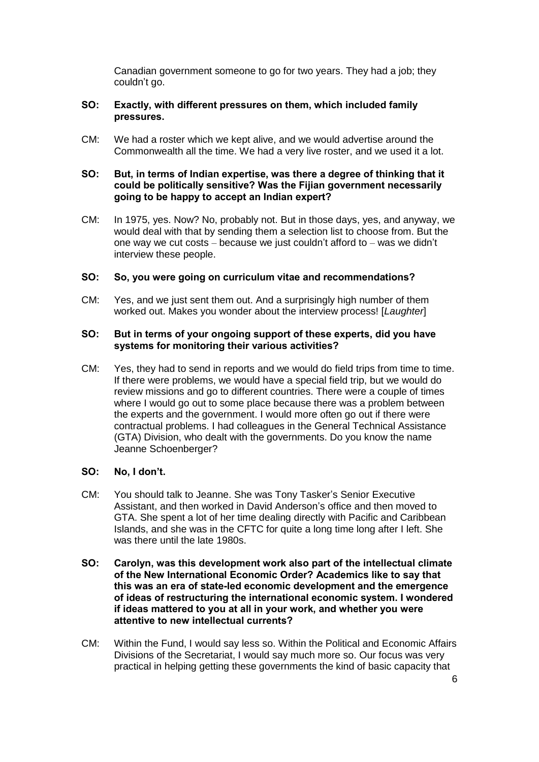Canadian government someone to go for two years. They had a job; they couldn't go.

**SO: Exactly, with different pressures on them, which included family pressures.**

CM: We had a roster which we kept alive, and we would advertise around the Commonwealth all the time. We had a very live roster, and we used it a lot.

**SO: But, in terms of Indian expertise, was there a degree of thinking that it could be politically sensitive? Was the Fijian government necessarily going to be happy to accept an Indian expert?**

CM: In 1975, yes. Now? No, probably not. But in those days, yes, and anyway, we would deal with that by sending them a selection list to choose from. But the one way we cut costs – because we just couldn't afford to – was we didn't interview these people.

**SO: So, you were going on curriculum vitae and recommendations?**

CM: Yes, and we just sent them out. And a surprisingly high number of them worked out. Makes you wonder about the interview process! [*Laughter*]

**SO: But in terms of your ongoing support of these experts, did you have systems for monitoring their various activities?**

CM: Yes, they had to send in reports and we would do field trips from time to time. If there were problems, we would have a special field trip, but we would do review missions and go to different countries. There were a couple of times where I would go out to some place because there was a problem between the experts and the government. I would more often go out if there were contractual problems. I had colleagues in the General Technical Assistance (GTA) Division, who dealt with the governments. Do you know the name Jeanne Schoenberger?

**SO: No, I don't.**

CM: You should talk to Jeanne. She was Tony Tasker's Senior Executive Assistant, and then worked in David Anderson's office and then moved to GTA. She spent a lot of her time dealing directly with Pacific and Caribbean Islands, and she was in the CFTC for quite a long time long after I left. She was there until the late 1980s.

**SO: Carolyn, was this development work also part of the intellectual climate of the New International Economic Order? Academics like to say that this was an era of state-led economic development and the emergence of ideas of restructuring the international economic system. I wondered if ideas mattered to you at all in your work, and whether you were attentive to new intellectual currents?**

CM: Within the Fund, I would say less so. Within the Political and Economic Affairs Divisions of the Secretariat, I would say much more so. Our focus was very practical in helping getting these governments the kind of basic capacity that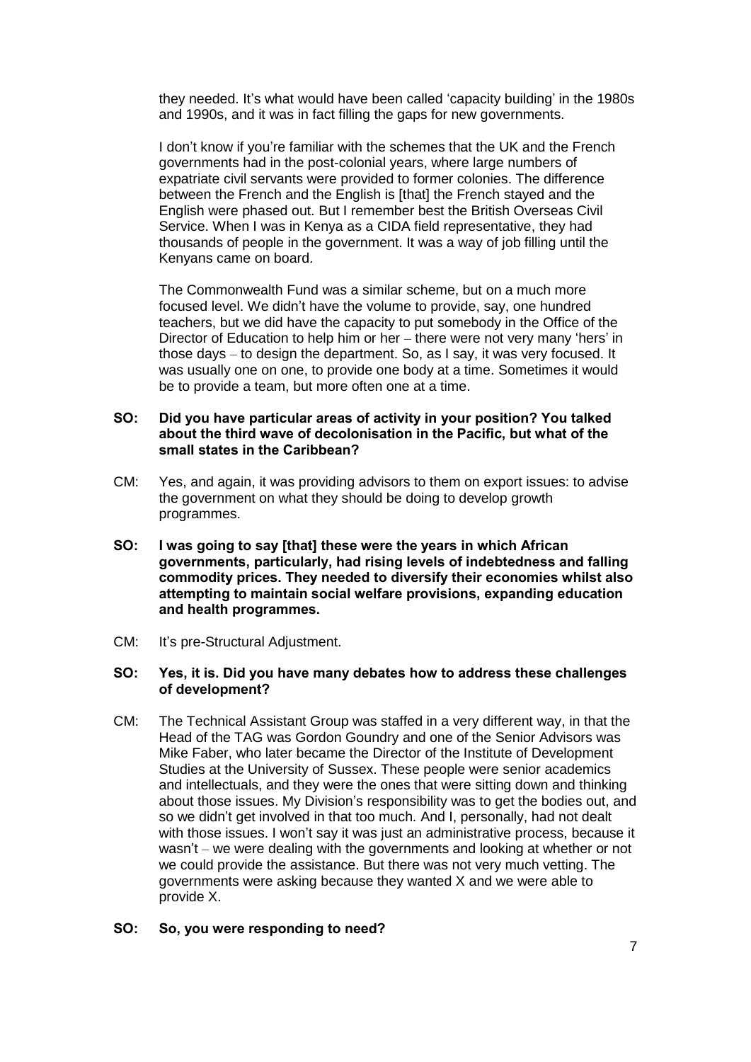they needed. It's what would have been called 'capacity building' in the 1980s and 1990s, and it was in fact filling the gaps for new governments.

I don't know if you're familiar with the schemes that the UK and the French governments had in the post-colonial years, where large numbers of expatriate civil servants were provided to former colonies. The difference between the French and the English is [that] the French stayed and the English were phased out. But I remember best the British Overseas Civil Service. When I was in Kenya as a CIDA field representative, they had thousands of people in the government. It was a way of job filling until the Kenyans came on board.

The Commonwealth Fund was a similar scheme, but on a much more focused level. We didn't have the volume to provide, say, one hundred teachers, but we did have the capacity to put somebody in the Office of the Director of Education to help him or her – there were not very many 'hers' in those days – to design the department. So, as I say, it was very focused. It was usually one on one, to provide one body at a time. Sometimes it would be to provide a team, but more often one at a time.

**SO: Did you have particular areas of activity in your position? You talked about the third wave of decolonisation in the Pacific, but what of the small states in the Caribbean?**

CM: Yes, and again, it was providing advisors to them on export issues: to advise the government on what they should be doing to develop growth programmes.

**SO: I was going to say [that] these were the years in which African governments, particularly, had rising levels of indebtedness and falling commodity prices. They needed to diversify their economies whilst also attempting to maintain social welfare provisions, expanding education and health programmes.**

CM: It's pre-Structural Adjustment.

**SO: Yes, it is. Did you have many debates how to address these challenges of development?**

CM: The Technical Assistant Group was staffed in a very different way, in that the Head of the TAG was Gordon Goundry and one of the Senior Advisors was Mike Faber, who later became the Director of the Institute of Development Studies at the University of Sussex. These people were senior academics and intellectuals, and they were the ones that were sitting down and thinking about those issues. My Division's responsibility was to get the bodies out, and so we didn't get involved in that too much. And I, personally, had not dealt with those issues. I won't say it was just an administrative process, because it wasn't – we were dealing with the governments and looking at whether or not we could provide the assistance. But there was not very much vetting. The governments were asking because they wanted X and we were able to provide X.

**SO: So, you were responding to need?**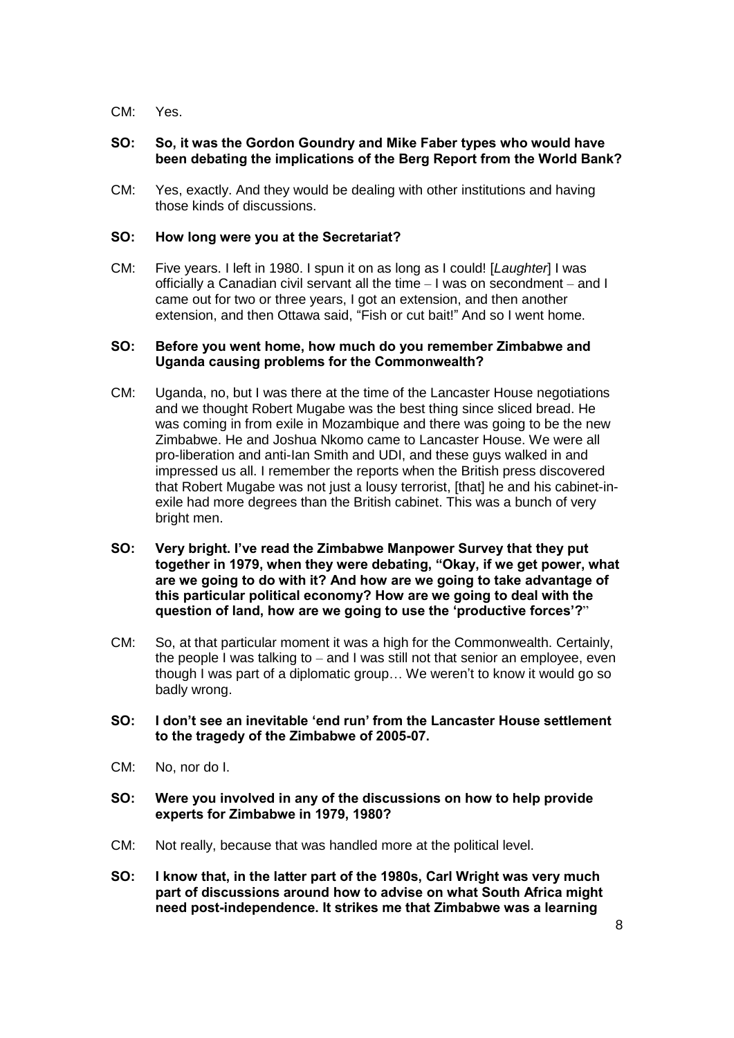CM: Yes.

**SO: So, it was the Gordon Goundry and Mike Faber types who would have been debating the implications of the Berg Report from the World Bank?**

CM: Yes, exactly. And they would be dealing with other institutions and having those kinds of discussions.

**SO: How long were you at the Secretariat?**

CM: Five years. I left in 1980. I spun it on as long as I could! [*Laughter*] I was officially a Canadian civil servant all the time – I was on secondment – and I came out for two or three years, I got an extension, and then another extension, and then Ottawa said, "Fish or cut bait!" And so I went home.

**SO: Before you went home, how much do you remember Zimbabwe and Uganda causing problems for the Commonwealth?**

CM: Uganda, no, but I was there at the time of the Lancaster House negotiations and we thought Robert Mugabe was the best thing since sliced bread. He was coming in from exile in Mozambique and there was going to be the new Zimbabwe. He and Joshua Nkomo came to Lancaster House. We were all pro-liberation and anti-Ian Smith and UDI, and these guys walked in and impressed us all. I remember the reports when the British press discovered that Robert Mugabe was not just a lousy terrorist, [that] he and his cabinet-in-exile had more degrees than the British cabinet. This was a bunch of very bright men.

**SO: Very bright. I've read the Zimbabwe Manpower Survey that they put together in 1979, when they were debating, "Okay, if we get power, what are we going to do with it? And how are we going to take advantage of this particular political economy? How are we going to deal with the question of land, how are we going to use the 'productive forces'?"**

CM: So, at that particular moment it was a high for the Commonwealth. Certainly, the people I was talking to – and I was still not that senior an employee, even though I was part of a diplomatic group… We weren't to know it would go so badly wrong.

**SO: I don't see an inevitable 'end run' from the Lancaster House settlement to the tragedy of the Zimbabwe of 2005-07.**

CM: No, nor do I.

**SO: Were you involved in any of the discussions on how to help provide experts for Zimbabwe in 1979, 1980?**

CM: Not really, because that was handled more at the political level.

**SO: I know that, in the latter part of the 1980s, Carl Wright was very much part of discussions around how to advise on what South Africa might need post-independence. It strikes me that Zimbabwe was a learning**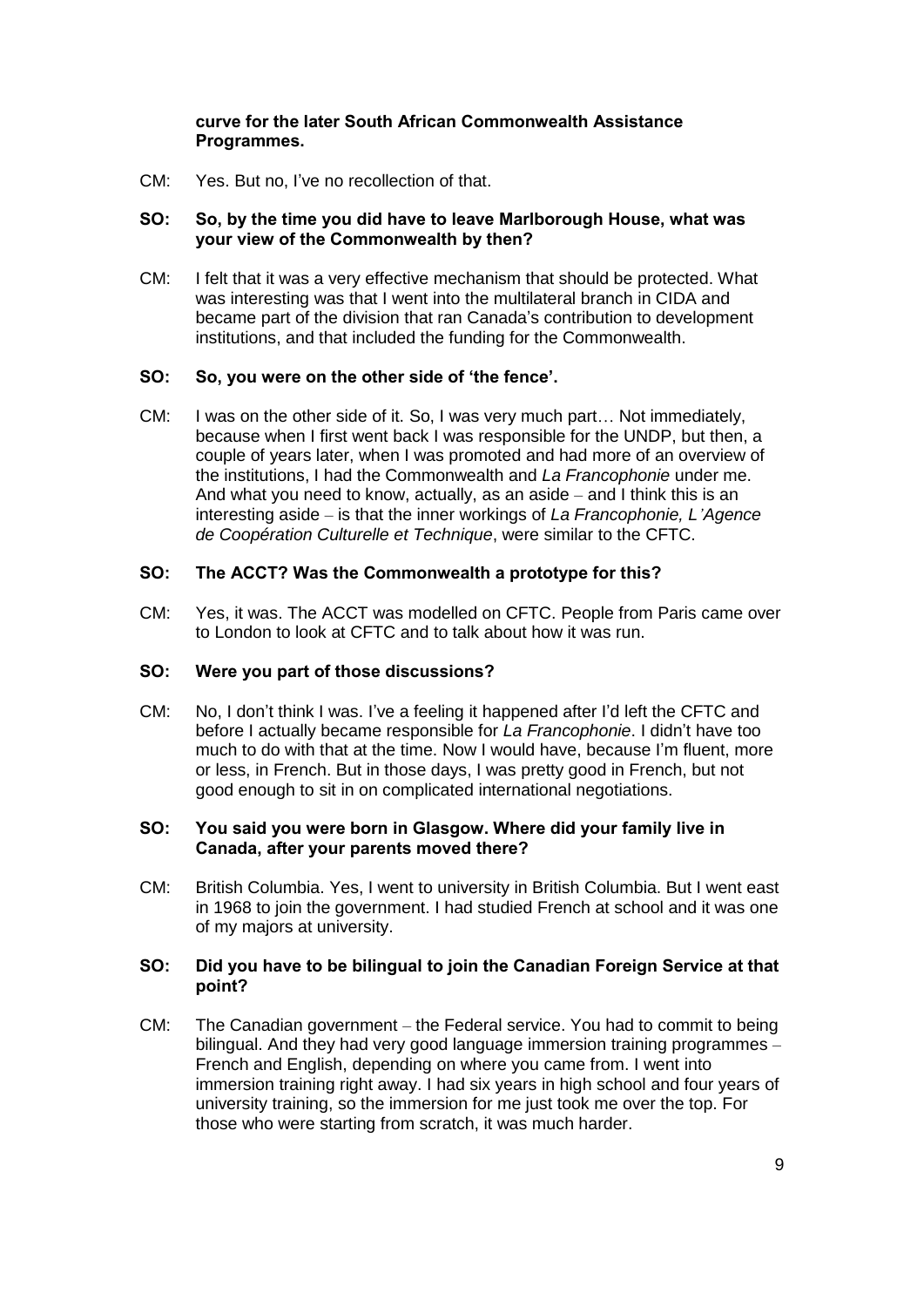**curve for the later South African Commonwealth Assistance Programmes.**

CM: Yes. But no, I've no recollection of that.

**SO: So, by the time you did have to leave Marlborough House, what was your view of the Commonwealth by then?**

CM: I felt that it was a very effective mechanism that should be protected. What was interesting was that I went into the multilateral branch in CIDA and became part of the division that ran Canada's contribution to development institutions, and that included the funding for the Commonwealth.

**SO: So, you were on the other side of 'the fence'.**

CM: I was on the other side of it. So, I was very much part… Not immediately, because when I first went back I was responsible for the UNDP, but then, a couple of years later, when I was promoted and had more of an overview of the institutions, I had the Commonwealth and *La Francophonie* under me. And what you need to know, actually, as an aside – and I think this is an interesting aside – is that the inner workings of *La Francophonie, L'Agence de Coopération Culturelle et Technique*, were similar to the CFTC.

**SO: The ACCT? Was the Commonwealth a prototype for this?**

CM: Yes, it was. The ACCT was modelled on CFTC. People from Paris came over to London to look at CFTC and to talk about how it was run.

**SO: Were you part of those discussions?**

CM: No, I don't think I was. I've a feeling it happened after I'd left the CFTC and before I actually became responsible for *La Francophonie*. I didn't have too much to do with that at the time. Now I would have, because I'm fluent, more or less, in French. But in those days, I was pretty good in French, but not good enough to sit in on complicated international negotiations.

**SO: You said you were born in Glasgow. Where did your family live in Canada, after your parents moved there?**

CM: British Columbia. Yes, I went to university in British Columbia. But I went east in 1968 to join the government. I had studied French at school and it was one of my majors at university.

**SO: Did you have to be bilingual to join the Canadian Foreign Service at that point?**

CM: The Canadian government – the Federal service. You had to commit to being bilingual. And they had very good language immersion training programmes – French and English, depending on where you came from. I went into immersion training right away. I had six years in high school and four years of university training, so the immersion for me just took me over the top. For those who were starting from scratch, it was much harder.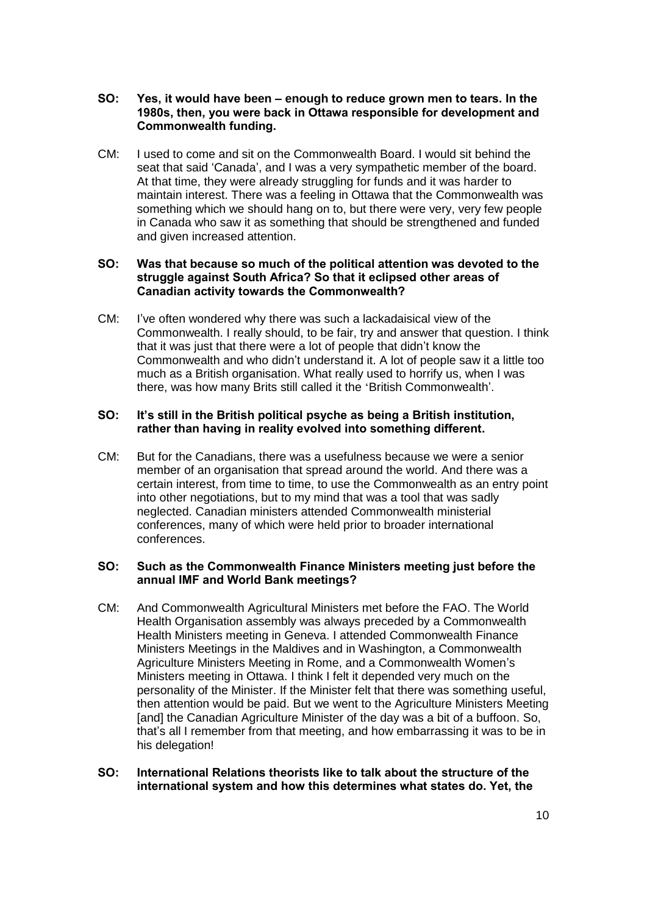**SO: Yes, it would have been – enough to reduce grown men to tears. In the 1980s, then, you were back in Ottawa responsible for development and Commonwealth funding.**

CM: I used to come and sit on the Commonwealth Board. I would sit behind the seat that said 'Canada', and I was a very sympathetic member of the board. At that time, they were already struggling for funds and it was harder to maintain interest. There was a feeling in Ottawa that the Commonwealth was something which we should hang on to, but there were very, very few people in Canada who saw it as something that should be strengthened and funded and given increased attention.

**SO: Was that because so much of the political attention was devoted to the struggle against South Africa? So that it eclipsed other areas of Canadian activity towards the Commonwealth?**

CM: I've often wondered why there was such a lackadaisical view of the Commonwealth. I really should, to be fair, try and answer that question. I think that it was just that there were a lot of people that didn't know the Commonwealth and who didn't understand it. A lot of people saw it a little too much as a British organisation. What really used to horrify us, when I was there, was how many Brits still called it the 'British Commonwealth'.

**SO: It's still in the British political psyche as being a British institution, rather than having in reality evolved into something different.**

CM: But for the Canadians, there was a usefulness because we were a senior member of an organisation that spread around the world. And there was a certain interest, from time to time, to use the Commonwealth as an entry point into other negotiations, but to my mind that was a tool that was sadly neglected. Canadian ministers attended Commonwealth ministerial conferences, many of which were held prior to broader international conferences.

**SO: Such as the Commonwealth Finance Ministers meeting just before the annual IMF and World Bank meetings?**

CM: And Commonwealth Agricultural Ministers met before the FAO. The World Health Organisation assembly was always preceded by a Commonwealth Health Ministers meeting in Geneva. I attended Commonwealth Finance Ministers Meetings in the Maldives and in Washington, a Commonwealth Agriculture Ministers Meeting in Rome, and a Commonwealth Women's Ministers meeting in Ottawa. I think I felt it depended very much on the personality of the Minister. If the Minister felt that there was something useful, then attention would be paid. But we went to the Agriculture Ministers Meeting [and] the Canadian Agriculture Minister of the day was a bit of a buffoon. So, that's all I remember from that meeting, and how embarrassing it was to be in his delegation!

**SO: International Relations theorists like to talk about the structure of the international system and how this determines what states do. Yet, the**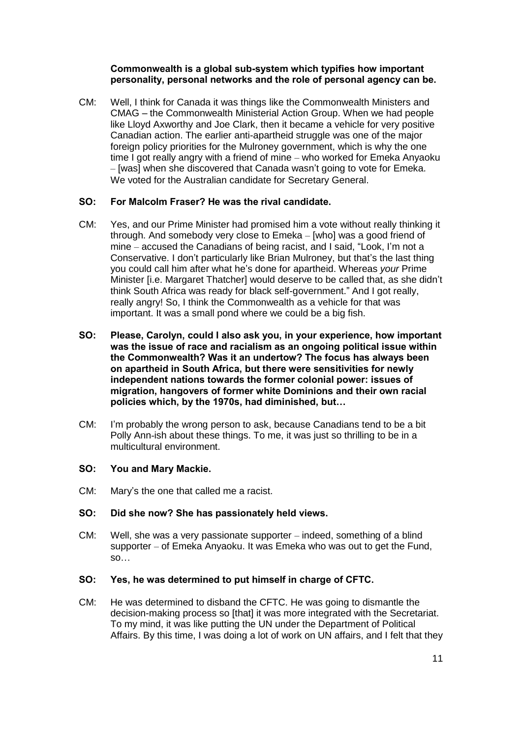**Commonwealth is a global sub-system which typifies how important personality, personal networks and the role of personal agency can be.**

CM: Well, I think for Canada it was things like the Commonwealth Ministers and CMAG – the Commonwealth Ministerial Action Group. When we had people like Lloyd Axworthy and Joe Clark, then it became a vehicle for very positive Canadian action. The earlier anti-apartheid struggle was one of the major foreign policy priorities for the Mulroney government, which is why the one time I got really angry with a friend of mine – who worked for Emeka Anyaoku – [was] when she discovered that Canada wasn't going to vote for Emeka. We voted for the Australian candidate for Secretary General.

**SO: For Malcolm Fraser? He was the rival candidate.**

CM: Yes, and our Prime Minister had promised him a vote without really thinking it through. And somebody very close to Emeka – [who] was a good friend of mine – accused the Canadians of being racist, and I said, "Look, I'm not a Conservative. I don't particularly like Brian Mulroney, but that's the last thing you could call him after what he's done for apartheid. Whereas *your* Prime Minister [i.e. Margaret Thatcher] would deserve to be called that, as she didn't think South Africa was ready for black self-government." And I got really, really angry! So, I think the Commonwealth as a vehicle for that was important. It was a small pond where we could be a big fish.

**SO: Please, Carolyn, could I also ask you, in your experience, how important was the issue of race and racialism as an ongoing political issue within the Commonwealth? Was it an undertow? The focus has always been on apartheid in South Africa, but there were sensitivities for newly independent nations towards the former colonial power: issues of migration, hangovers of former white Dominions and their own racial policies which, by the 1970s, had diminished, but…**

CM: I'm probably the wrong person to ask, because Canadians tend to be a bit Polly Ann-ish about these things. To me, it was just so thrilling to be in a multicultural environment.

**SO: You and Mary Mackie.**

CM: Mary's the one that called me a racist.

**SO: Did she now? She has passionately held views.**

CM: Well, she was a very passionate supporter – indeed, something of a blind supporter – of Emeka Anyaoku. It was Emeka who was out to get the Fund, so…

**SO: Yes, he was determined to put himself in charge of CFTC.**

CM: He was determined to disband the CFTC. He was going to dismantle the decision-making process so [that] it was more integrated with the Secretariat. To my mind, it was like putting the UN under the Department of Political Affairs. By this time, I was doing a lot of work on UN affairs, and I felt that they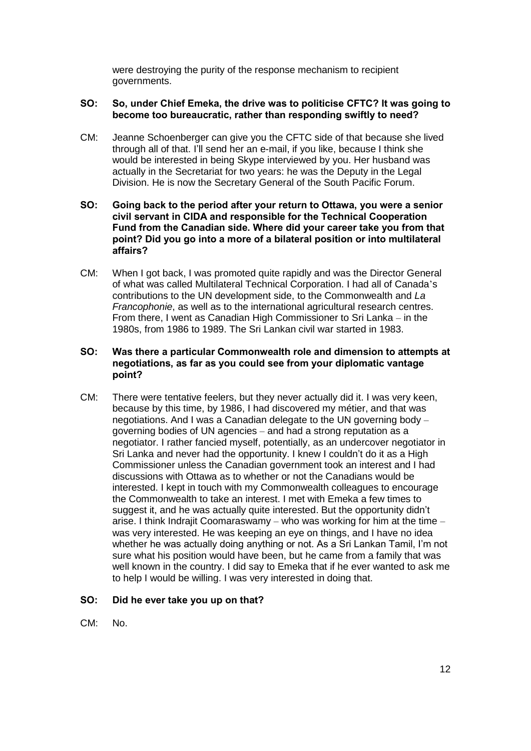were destroying the purity of the response mechanism to recipient governments.

**SO: So, under Chief Emeka, the drive was to politicise CFTC? It was going to become too bureaucratic, rather than responding swiftly to need?**

CM: Jeanne Schoenberger can give you the CFTC side of that because she lived through all of that. I'll send her an e-mail, if you like, because I think she would be interested in being Skype interviewed by you. Her husband was actually in the Secretariat for two years: he was the Deputy in the Legal Division. He is now the Secretary General of the South Pacific Forum.

**SO: Going back to the period after your return to Ottawa, you were a senior civil servant in CIDA and responsible for the Technical Cooperation Fund from the Canadian side. Where did your career take you from that point? Did you go into a more of a bilateral position or into multilateral affairs?**

CM: When I got back, I was promoted quite rapidly and was the Director General of what was called Multilateral Technical Corporation. I had all of Canada's contributions to the UN development side, to the Commonwealth and *La Francophonie*, as well as to the international agricultural research centres. From there, I went as Canadian High Commissioner to Sri Lanka – in the 1980s, from 1986 to 1989. The Sri Lankan civil war started in 1983.

**SO: Was there a particular Commonwealth role and dimension to attempts at negotiations, as far as you could see from your diplomatic vantage point?**

CM: There were tentative feelers, but they never actually did it. I was very keen, because by this time, by 1986, I had discovered my métier, and that was negotiations. And I was a Canadian delegate to the UN governing body – governing bodies of UN agencies – and had a strong reputation as a negotiator. I rather fancied myself, potentially, as an undercover negotiator in Sri Lanka and never had the opportunity. I knew I couldn't do it as a High Commissioner unless the Canadian government took an interest and I had discussions with Ottawa as to whether or not the Canadians would be interested. I kept in touch with my Commonwealth colleagues to encourage the Commonwealth to take an interest. I met with Emeka a few times to suggest it, and he was actually quite interested. But the opportunity didn't arise. I think Indrajit Coomaraswamy – who was working for him at the time – was very interested. He was keeping an eye on things, and I have no idea whether he was actually doing anything or not. As a Sri Lankan Tamil, I'm not sure what his position would have been, but he came from a family that was well known in the country. I did say to Emeka that if he ever wanted to ask me to help I would be willing. I was very interested in doing that.

**SO: Did he ever take you up on that?**

CM: No.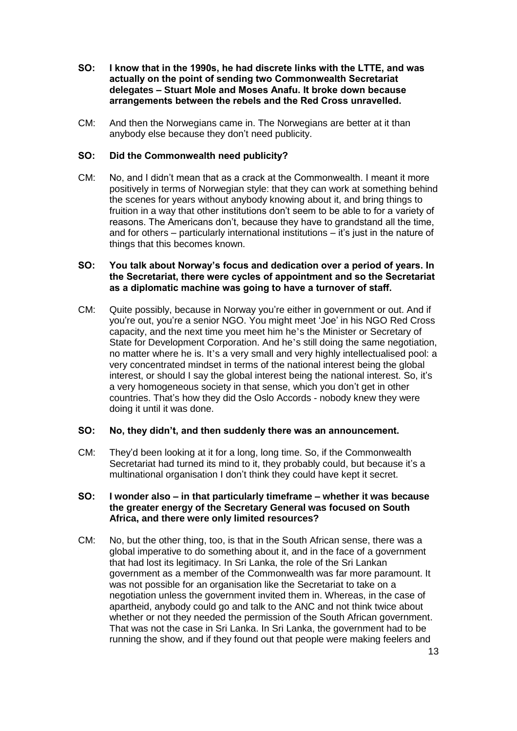**SO: I know that in the 1990s, he had discrete links with the LTTE, and was actually on the point of sending two Commonwealth Secretariat delegates – Stuart Mole and Moses Anafu. It broke down because arrangements between the rebels and the Red Cross unravelled.**

CM: And then the Norwegians came in. The Norwegians are better at it than anybody else because they don't need publicity.

**SO: Did the Commonwealth need publicity?**

CM: No, and I didn't mean that as a crack at the Commonwealth. I meant it more positively in terms of Norwegian style: that they can work at something behind the scenes for years without anybody knowing about it, and bring things to fruition in a way that other institutions don't seem to be able to for a variety of reasons. The Americans don't, because they have to grandstand all the time, and for others – particularly international institutions – it's just in the nature of things that this becomes known.

**SO: You talk about Norway's focus and dedication over a period of years. In the Secretariat, there were cycles of appointment and so the Secretariat as a diplomatic machine was going to have a turnover of staff.**

CM: Quite possibly, because in Norway you're either in government or out. And if you're out, you're a senior NGO. You might meet 'Joe' in his NGO Red Cross capacity, and the next time you meet him he's the Minister or Secretary of State for Development Corporation. And he's still doing the same negotiation, no matter where he is. It's a very small and very highly intellectualised pool: a very concentrated mindset in terms of the national interest being the global interest, or should I say the global interest being the national interest. So, it's a very homogeneous society in that sense, which you don't get in other countries. That's how they did the Oslo Accords - nobody knew they were doing it until it was done.

**SO: No, they didn't, and then suddenly there was an announcement.**

CM: They'd been looking at it for a long, long time. So, if the Commonwealth Secretariat had turned its mind to it, they probably could, but because it's a multinational organisation I don't think they could have kept it secret.

**SO: I wonder also – in that particularly timeframe – whether it was because the greater energy of the Secretary General was focused on South Africa, and there were only limited resources?**

CM: No, but the other thing, too, is that in the South African sense, there was a global imperative to do something about it, and in the face of a government that had lost its legitimacy. In Sri Lanka, the role of the Sri Lankan government as a member of the Commonwealth was far more paramount. It was not possible for an organisation like the Secretariat to take on a negotiation unless the government invited them in. Whereas, in the case of apartheid, anybody could go and talk to the ANC and not think twice about whether or not they needed the permission of the South African government. That was not the case in Sri Lanka. In Sri Lanka, the government had to be running the show, and if they found out that people were making feelers and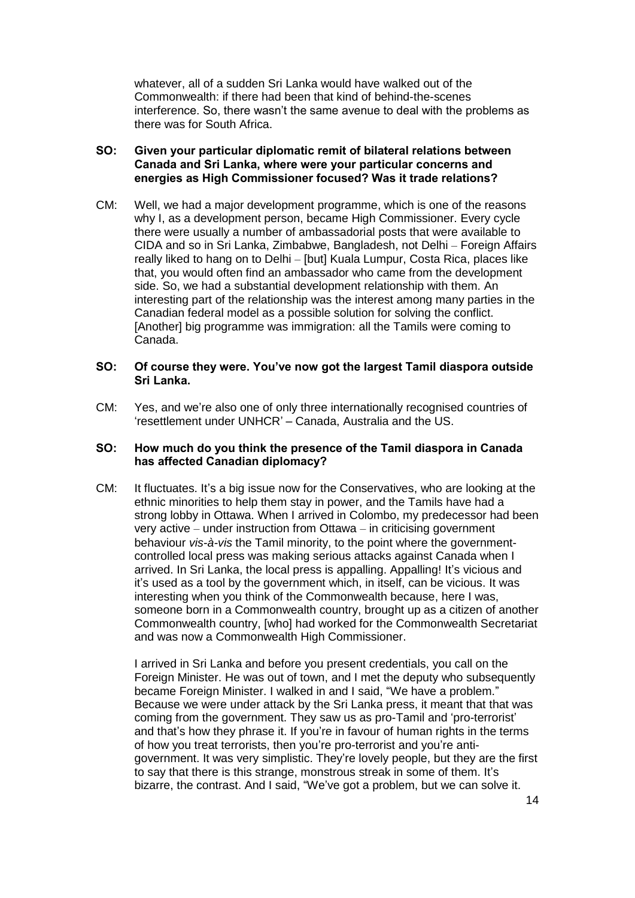whatever, all of a sudden Sri Lanka would have walked out of the Commonwealth: if there had been that kind of behind-the-scenes interference. So, there wasn't the same avenue to deal with the problems as there was for South Africa.

**SO: Given your particular diplomatic remit of bilateral relations between Canada and Sri Lanka, where were your particular concerns and energies as High Commissioner focused? Was it trade relations?**

CM: Well, we had a major development programme, which is one of the reasons why I, as a development person, became High Commissioner. Every cycle there were usually a number of ambassadorial posts that were available to CIDA and so in Sri Lanka, Zimbabwe, Bangladesh, not Delhi – Foreign Affairs really liked to hang on to Delhi – [but] Kuala Lumpur, Costa Rica, places like that, you would often find an ambassador who came from the development side. So, we had a substantial development relationship with them. An interesting part of the relationship was the interest among many parties in the Canadian federal model as a possible solution for solving the conflict. [Another] big programme was immigration: all the Tamils were coming to Canada.

**SO: Of course they were. You've now got the largest Tamil diaspora outside Sri Lanka.**

CM: Yes, and we're also one of only three internationally recognised countries of 'resettlement under UNHCR' – Canada, Australia and the US.

**SO: How much do you think the presence of the Tamil diaspora in Canada has affected Canadian diplomacy?**

CM: It fluctuates. It's a big issue now for the Conservatives, who are looking at the ethnic minorities to help them stay in power, and the Tamils have had a strong lobby in Ottawa. When I arrived in Colombo, my predecessor had been very active – under instruction from Ottawa – in criticising government behaviour *vis-à-vis* the Tamil minority, to the point where the government-controlled local press was making serious attacks against Canada when I arrived. In Sri Lanka, the local press is appalling. Appalling! It's vicious and it's used as a tool by the government which, in itself, can be vicious. It was interesting when you think of the Commonwealth because, here I was, someone born in a Commonwealth country, brought up as a citizen of another Commonwealth country, [who] had worked for the Commonwealth Secretariat and was now a Commonwealth High Commissioner.

I arrived in Sri Lanka and before you present credentials, you call on the Foreign Minister. He was out of town, and I met the deputy who subsequently became Foreign Minister. I walked in and I said, "We have a problem." Because we were under attack by the Sri Lanka press, it meant that that was coming from the government. They saw us as pro-Tamil and 'pro-terrorist' and that's how they phrase it. If you're in favour of human rights in the terms of how you treat terrorists, then you're pro-terrorist and you're anti-government. It was very simplistic. They're lovely people, but they are the first to say that there is this strange, monstrous streak in some of them. It's bizarre, the contrast. And I said, "We've got a problem, but we can solve it.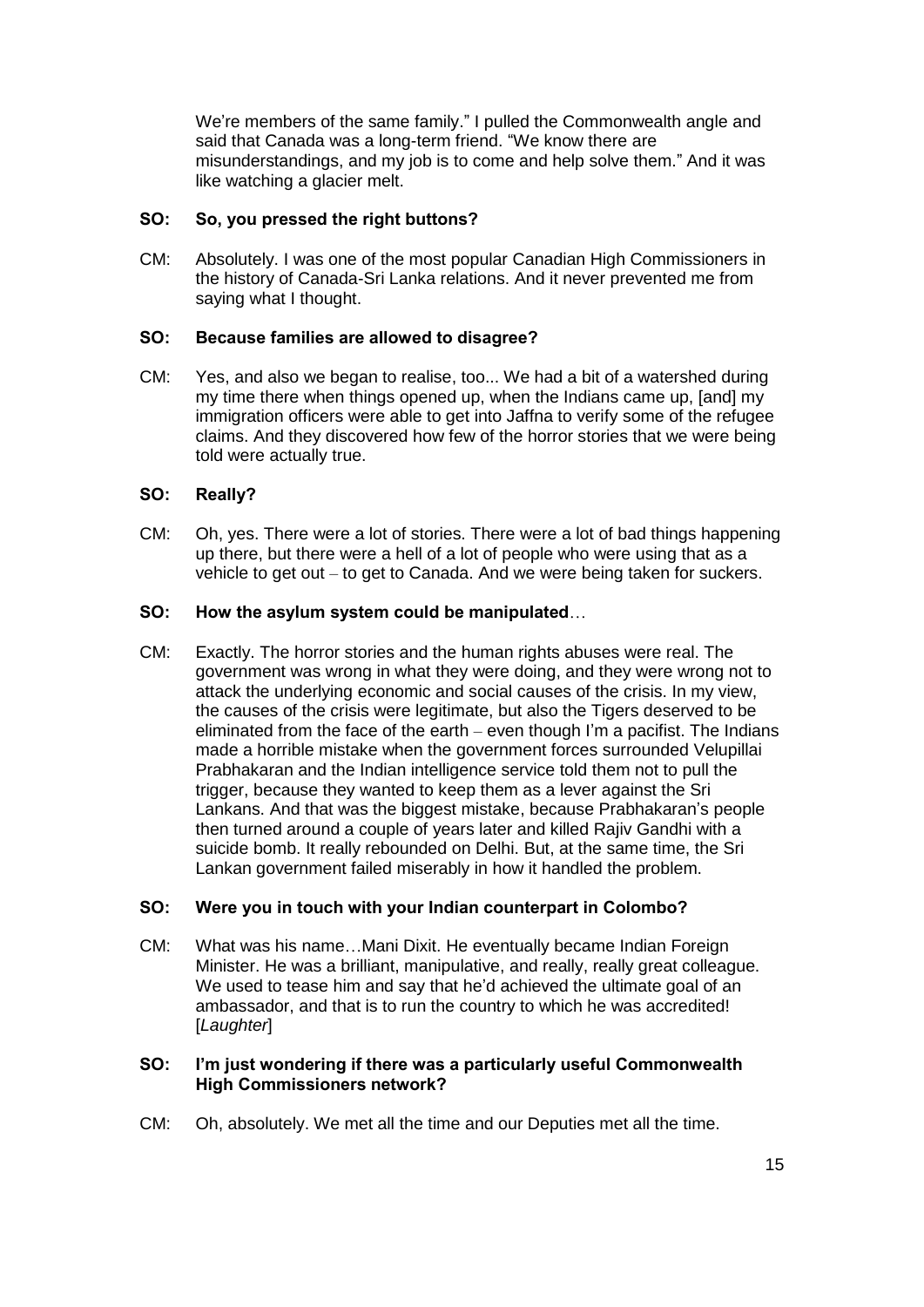We're members of the same family." I pulled the Commonwealth angle and said that Canada was a long-term friend. "We know there are misunderstandings, and my job is to come and help solve them." And it was like watching a glacier melt.

**SO: So, you pressed the right buttons?**

CM: Absolutely. I was one of the most popular Canadian High Commissioners in the history of Canada-Sri Lanka relations. And it never prevented me from saying what I thought.

**SO: Because families are allowed to disagree?**

CM: Yes, and also we began to realise, too... We had a bit of a watershed during my time there when things opened up, when the Indians came up, [and] my immigration officers were able to get into Jaffna to verify some of the refugee claims. And they discovered how few of the horror stories that we were being told were actually true.

**SO: Really?**

CM: Oh, yes. There were a lot of stories. There were a lot of bad things happening up there, but there were a hell of a lot of people who were using that as a vehicle to get out – to get to Canada. And we were being taken for suckers.

**SO: How the asylum system could be manipulated…**

CM: Exactly. The horror stories and the human rights abuses were real. The government was wrong in what they were doing, and they were wrong not to attack the underlying economic and social causes of the crisis. In my view, the causes of the crisis were legitimate, but also the Tigers deserved to be eliminated from the face of the earth – even though I'm a pacifist. The Indians made a horrible mistake when the government forces surrounded Velupillai Prabhakaran and the Indian intelligence service told them not to pull the trigger, because they wanted to keep them as a lever against the Sri Lankans. And that was the biggest mistake, because Prabhakaran's people then turned around a couple of years later and killed Rajiv Gandhi with a suicide bomb. It really rebounded on Delhi. But, at the same time, the Sri Lankan government failed miserably in how it handled the problem.

**SO: Were you in touch with your Indian counterpart in Colombo?**

CM: What was his name…Mani Dixit. He eventually became Indian Foreign Minister. He was a brilliant, manipulative, and really, really great colleague. We used to tease him and say that he'd achieved the ultimate goal of an ambassador, and that is to run the country to which he was accredited! [*Laughter*]

**SO: I'm just wondering if there was a particularly useful Commonwealth High Commissioners network?**

CM: Oh, absolutely. We met all the time and our Deputies met all the time.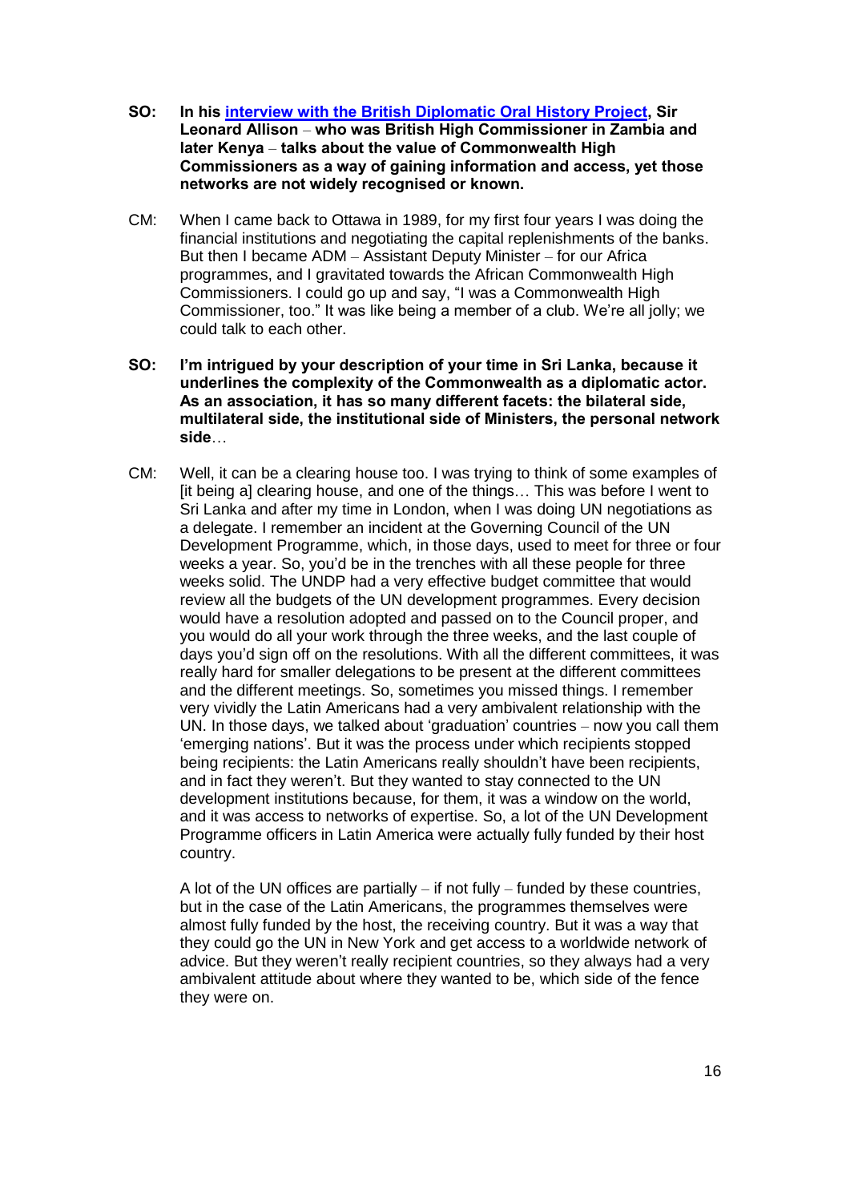**SO: In his [interview with the British Diplomatic Oral History Project](#), Sir Leonard Allison – who was British High Commissioner in Zambia and later Kenya – talks about the value of Commonwealth High Commissioners as a way of gaining information and access, yet those networks are not widely recognised or known.**

CM: When I came back to Ottawa in 1989, for my first four years I was doing the financial institutions and negotiating the capital replenishments of the banks. But then I became ADM – Assistant Deputy Minister – for our Africa programmes, and I gravitated towards the African Commonwealth High Commissioners. I could go up and say, "I was a Commonwealth High Commissioner, too." It was like being a member of a club. We're all jolly; we could talk to each other.

**SO: I'm intrigued by your description of your time in Sri Lanka, because it underlines the complexity of the Commonwealth as a diplomatic actor. As an association, it has so many different facets: the bilateral side, multilateral side, the institutional side of Ministers, the personal network side…**

CM: Well, it can be a clearing house too. I was trying to think of some examples of [it being a] clearing house, and one of the things… This was before I went to Sri Lanka and after my time in London, when I was doing UN negotiations as a delegate. I remember an incident at the Governing Council of the UN Development Programme, which, in those days, used to meet for three or four weeks a year. So, you'd be in the trenches with all these people for three weeks solid. The UNDP had a very effective budget committee that would review all the budgets of the UN development programmes. Every decision would have a resolution adopted and passed on to the Council proper, and you would do all your work through the three weeks, and the last couple of days you'd sign off on the resolutions. With all the different committees, it was really hard for smaller delegations to be present at the different committees and the different meetings. So, sometimes you missed things. I remember very vividly the Latin Americans had a very ambivalent relationship with the UN. In those days, we talked about 'graduation' countries – now you call them 'emerging nations'. But it was the process under which recipients stopped being recipients: the Latin Americans really shouldn't have been recipients, and in fact they weren't. But they wanted to stay connected to the UN development institutions because, for them, it was a window on the world, and it was access to networks of expertise. So, a lot of the UN Development Programme officers in Latin America were actually fully funded by their host country.

A lot of the UN offices are partially – if not fully – funded by these countries, but in the case of the Latin Americans, the programmes themselves were almost fully funded by the host, the receiving country. But it was a way that they could go the UN in New York and get access to a worldwide network of advice. But they weren't really recipient countries, so they always had a very ambivalent attitude about where they wanted to be, which side of the fence they were on.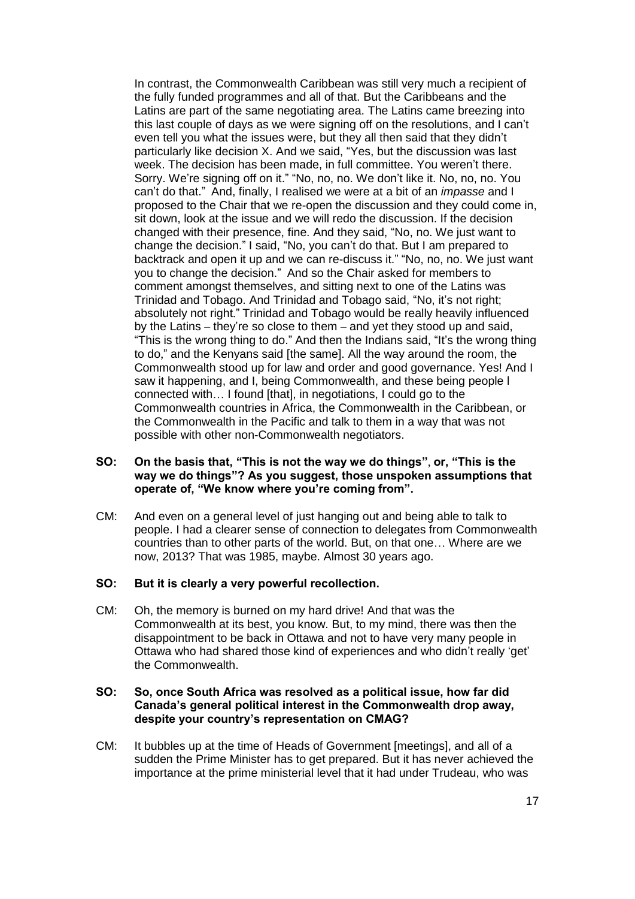In contrast, the Commonwealth Caribbean was still very much a recipient of the fully funded programmes and all of that. But the Caribbeans and the Latins are part of the same negotiating area. The Latins came breezing into this last couple of days as we were signing off on the resolutions, and I can't even tell you what the issues were, but they all then said that they didn't particularly like decision X. And we said, "Yes, but the discussion was last week. The decision has been made, in full committee. You weren't there. Sorry. We're signing off on it." "No, no, no. We don't like it. No, no, no. You can't do that." And, finally, I realised we were at a bit of an *impasse* and I proposed to the Chair that we re-open the discussion and they could come in, sit down, look at the issue and we will redo the discussion. If the decision changed with their presence, fine. And they said, "No, no. We just want to change the decision." I said, "No, you can't do that. But I am prepared to backtrack and open it up and we can re-discuss it." "No, no, no. We just want you to change the decision." And so the Chair asked for members to comment amongst themselves, and sitting next to one of the Latins was Trinidad and Tobago. And Trinidad and Tobago said, "No, it's not right; absolutely not right." Trinidad and Tobago would be really heavily influenced by the Latins – they're so close to them – and yet they stood up and said, "This is the wrong thing to do." And then the Indians said, "It's the wrong thing to do," and the Kenyans said [the same]. All the way around the room, the Commonwealth stood up for law and order and good governance. Yes! And I saw it happening, and I, being Commonwealth, and these being people I connected with… I found [that], in negotiations, I could go to the Commonwealth countries in Africa, the Commonwealth in the Caribbean, or the Commonwealth in the Pacific and talk to them in a way that was not possible with other non-Commonwealth negotiators.

**SO: On the basis that, "This is not the way we do things", or, "This is the way we do things"? As you suggest, those unspoken assumptions that operate of, "We know where you're coming from".**

CM: And even on a general level of just hanging out and being able to talk to people. I had a clearer sense of connection to delegates from Commonwealth countries than to other parts of the world. But, on that one… Where are we now, 2013? That was 1985, maybe. Almost 30 years ago.

**SO: But it is clearly a very powerful recollection.**

CM: Oh, the memory is burned on my hard drive! And that was the Commonwealth at its best, you know. But, to my mind, there was then the disappointment to be back in Ottawa and not to have very many people in Ottawa who had shared those kind of experiences and who didn't really 'get' the Commonwealth.

**SO: So, once South Africa was resolved as a political issue, how far did Canada's general political interest in the Commonwealth drop away, despite your country's representation on CMAG?**

CM: It bubbles up at the time of Heads of Government [meetings], and all of a sudden the Prime Minister has to get prepared. But it has never achieved the importance at the prime ministerial level that it had under Trudeau, who was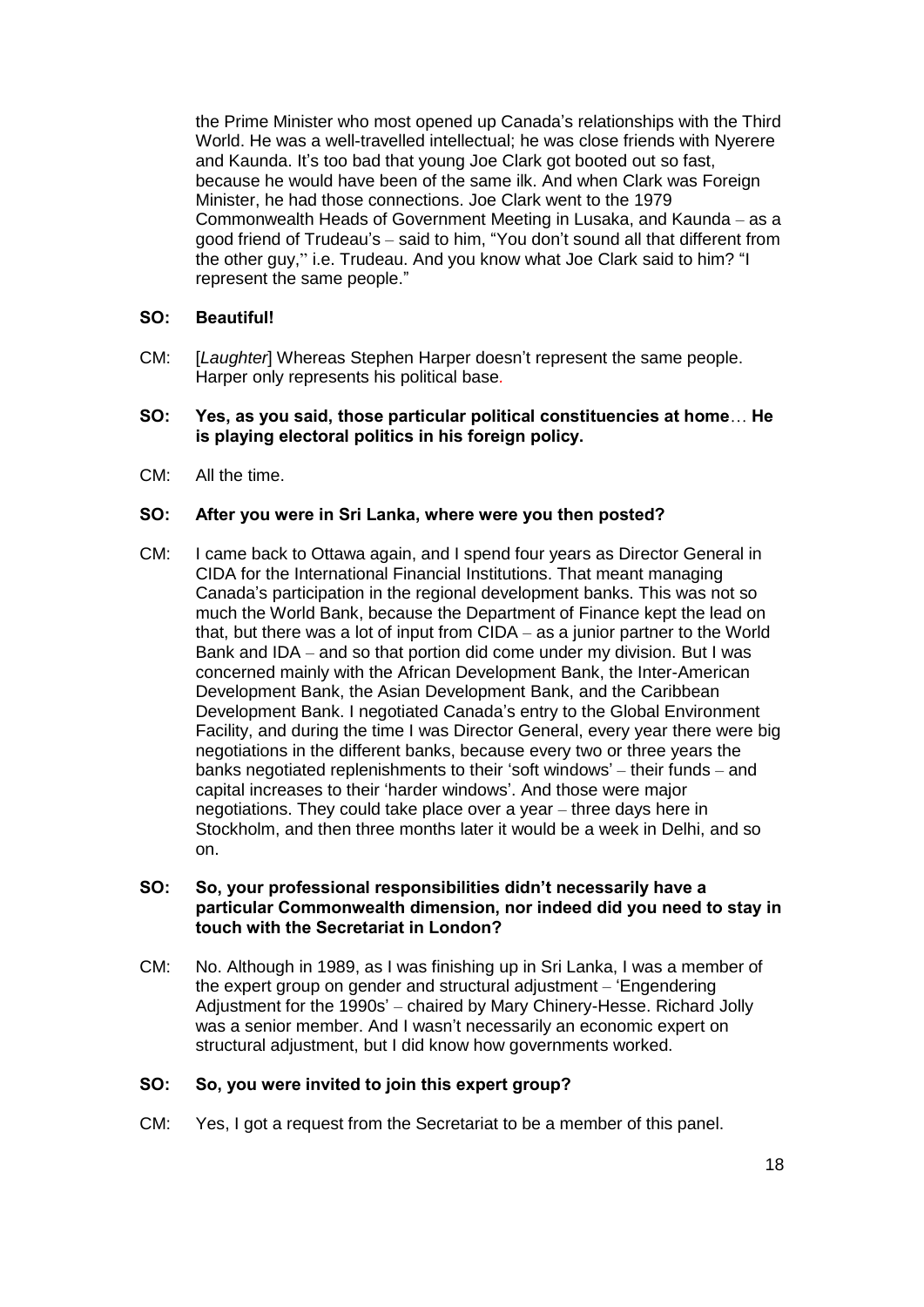the Prime Minister who most opened up Canada's relationships with the Third World. He was a well-travelled intellectual; he was close friends with Nyerere and Kaunda. It's too bad that young Joe Clark got booted out so fast, because he would have been of the same ilk. And when Clark was Foreign Minister, he had those connections. Joe Clark went to the 1979 Commonwealth Heads of Government Meeting in Lusaka, and Kaunda – as a good friend of Trudeau's – said to him, "You don't sound all that different from the other guy,'' i.e. Trudeau. And you know what Joe Clark said to him? "I represent the same people."

**SO: Beautiful!**

CM: [*Laughter*] Whereas Stephen Harper doesn't represent the same people. Harper only represents his political base.

**SO: Yes, as you said, those particular political constituencies at home… He is playing electoral politics in his foreign policy.**

CM: All the time.

**SO: After you were in Sri Lanka, where were you then posted?**

CM: I came back to Ottawa again, and I spend four years as Director General in CIDA for the International Financial Institutions. That meant managing Canada's participation in the regional development banks. This was not so much the World Bank, because the Department of Finance kept the lead on that, but there was a lot of input from CIDA – as a junior partner to the World Bank and IDA – and so that portion did come under my division. But I was concerned mainly with the African Development Bank, the Inter-American Development Bank, the Asian Development Bank, and the Caribbean Development Bank. I negotiated Canada's entry to the Global Environment Facility, and during the time I was Director General, every year there were big negotiations in the different banks, because every two or three years the banks negotiated replenishments to their 'soft windows' – their funds – and capital increases to their 'harder windows'. And those were major negotiations. They could take place over a year – three days here in Stockholm, and then three months later it would be a week in Delhi, and so on.

**SO: So, your professional responsibilities didn't necessarily have a particular Commonwealth dimension, nor indeed did you need to stay in touch with the Secretariat in London?**

CM: No. Although in 1989, as I was finishing up in Sri Lanka, I was a member of the expert group on gender and structural adjustment – 'Engendering Adjustment for the 1990s' – chaired by Mary Chinery-Hesse. Richard Jolly was a senior member. And I wasn't necessarily an economic expert on structural adjustment, but I did know how governments worked.

**SO: So, you were invited to join this expert group?**

CM: Yes, I got a request from the Secretariat to be a member of this panel.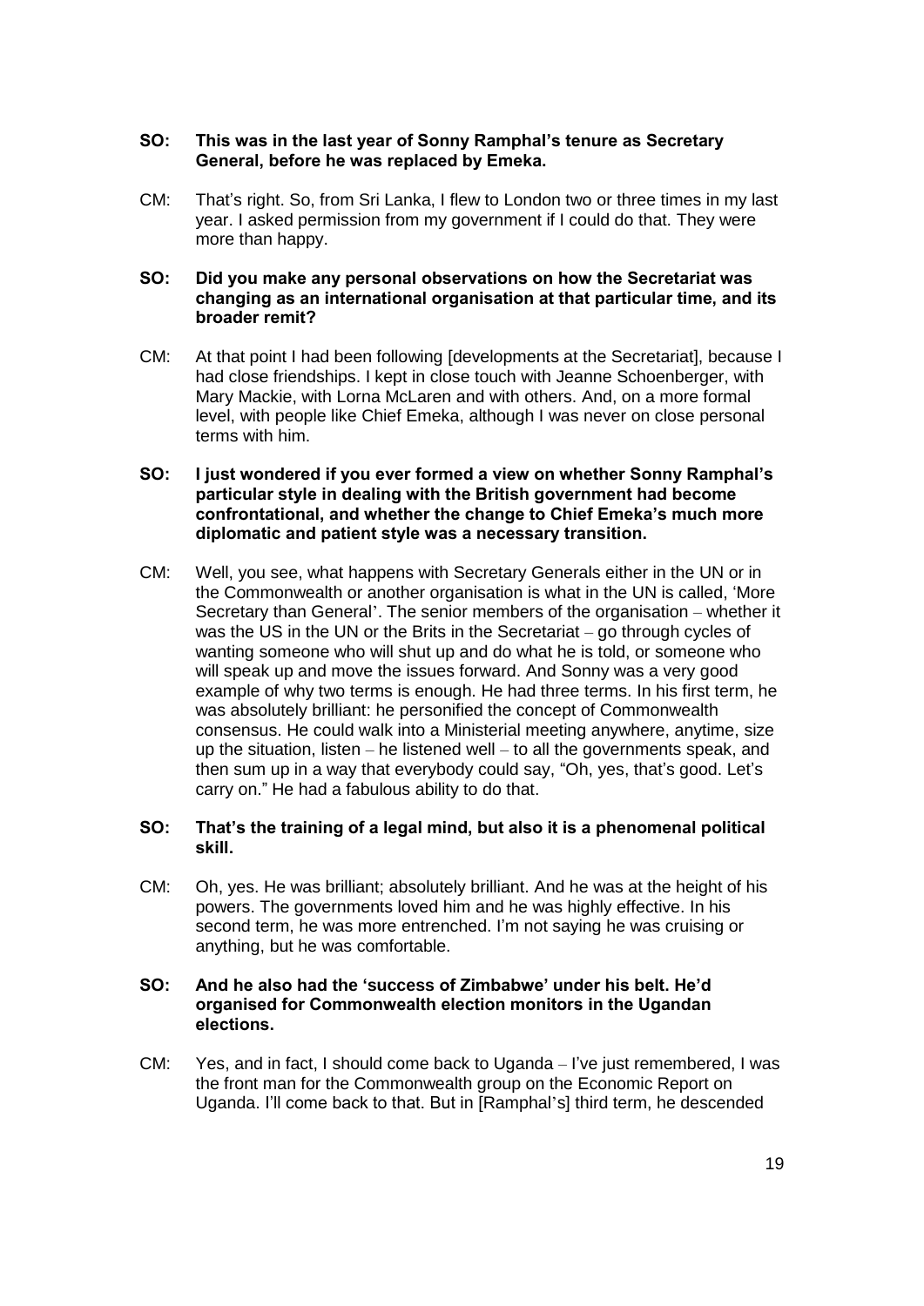**SO: This was in the last year of Sonny Ramphal's tenure as Secretary General, before he was replaced by Emeka.**

CM: That's right. So, from Sri Lanka, I flew to London two or three times in my last year. I asked permission from my government if I could do that. They were more than happy.

**SO: Did you make any personal observations on how the Secretariat was changing as an international organisation at that particular time, and its broader remit?**

CM: At that point I had been following [developments at the Secretariat], because I had close friendships. I kept in close touch with Jeanne Schoenberger, with Mary Mackie, with Lorna McLaren and with others. And, on a more formal level, with people like Chief Emeka, although I was never on close personal terms with him.

**SO: I just wondered if you ever formed a view on whether Sonny Ramphal's particular style in dealing with the British government had become confrontational, and whether the change to Chief Emeka's much more diplomatic and patient style was a necessary transition.**

CM: Well, you see, what happens with Secretary Generals either in the UN or in the Commonwealth or another organisation is what in the UN is called, 'More Secretary than General'. The senior members of the organisation – whether it was the US in the UN or the Brits in the Secretariat – go through cycles of wanting someone who will shut up and do what he is told, or someone who will speak up and move the issues forward. And Sonny was a very good example of why two terms is enough. He had three terms. In his first term, he was absolutely brilliant: he personified the concept of Commonwealth consensus. He could walk into a Ministerial meeting anywhere, anytime, size up the situation, listen – he listened well – to all the governments speak, and then sum up in a way that everybody could say, "Oh, yes, that's good. Let's carry on." He had a fabulous ability to do that.

**SO: That's the training of a legal mind, but also it is a phenomenal political skill.**

CM: Oh, yes. He was brilliant; absolutely brilliant. And he was at the height of his powers. The governments loved him and he was highly effective. In his second term, he was more entrenched. I'm not saying he was cruising or anything, but he was comfortable.

**SO: And he also had the 'success of Zimbabwe' under his belt. He'd organised for Commonwealth election monitors in the Ugandan elections.**

CM: Yes, and in fact, I should come back to Uganda – I've just remembered, I was the front man for the Commonwealth group on the Economic Report on Uganda. I'll come back to that. But in [Ramphal's] third term, he descended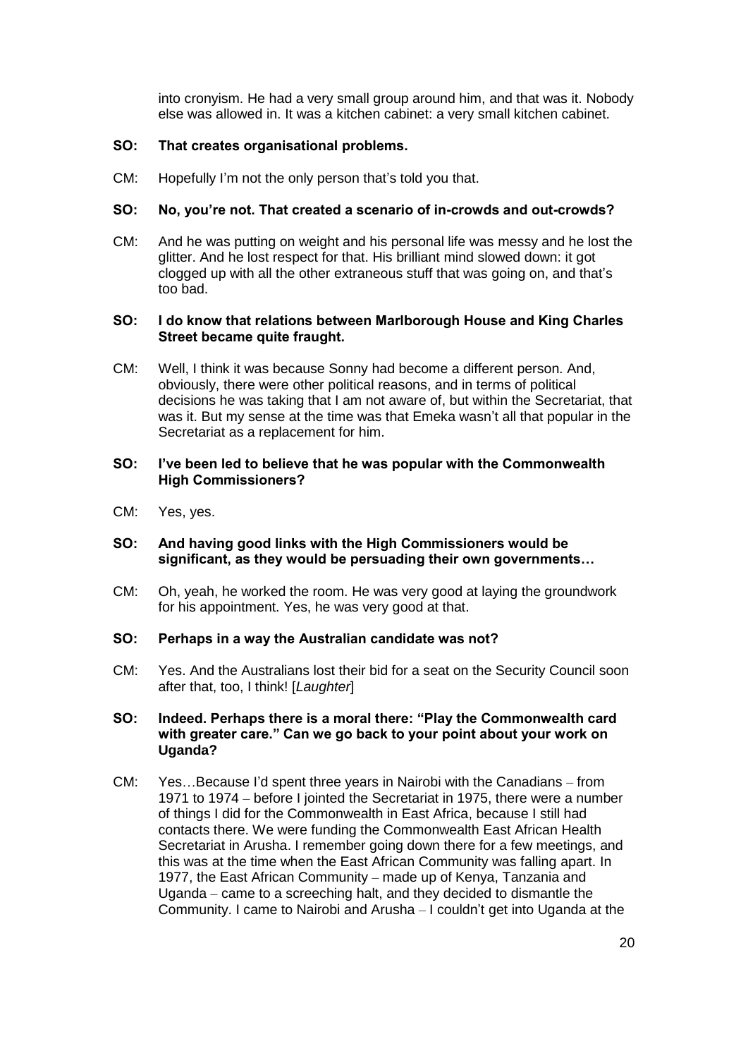into cronyism. He had a very small group around him, and that was it. Nobody else was allowed in. It was a kitchen cabinet: a very small kitchen cabinet.

**SO: That creates organisational problems.**

CM: Hopefully I'm not the only person that's told you that.

**SO: No, you're not. That created a scenario of in-crowds and out-crowds?**

CM: And he was putting on weight and his personal life was messy and he lost the glitter. And he lost respect for that. His brilliant mind slowed down: it got clogged up with all the other extraneous stuff that was going on, and that's too bad.

**SO: I do know that relations between Marlborough House and King Charles Street became quite fraught.**

CM: Well, I think it was because Sonny had become a different person. And, obviously, there were other political reasons, and in terms of political decisions he was taking that I am not aware of, but within the Secretariat, that was it. But my sense at the time was that Emeka wasn't all that popular in the Secretariat as a replacement for him.

**SO: I've been led to believe that he was popular with the Commonwealth High Commissioners?**

CM: Yes, yes.

**SO: And having good links with the High Commissioners would be significant, as they would be persuading their own governments…**

CM: Oh, yeah, he worked the room. He was very good at laying the groundwork for his appointment. Yes, he was very good at that.

**SO: Perhaps in a way the Australian candidate was not?**

CM: Yes. And the Australians lost their bid for a seat on the Security Council soon after that, too, I think! [*Laughter*]

**SO: Indeed. Perhaps there is a moral there: "Play the Commonwealth card with greater care." Can we go back to your point about your work on Uganda?**

CM: Yes…Because I'd spent three years in Nairobi with the Canadians – from 1971 to 1974 – before I jointed the Secretariat in 1975, there were a number of things I did for the Commonwealth in East Africa, because I still had contacts there. We were funding the Commonwealth East African Health Secretariat in Arusha. I remember going down there for a few meetings, and this was at the time when the East African Community was falling apart. In 1977, the East African Community – made up of Kenya, Tanzania and Uganda – came to a screeching halt, and they decided to dismantle the Community. I came to Nairobi and Arusha – I couldn't get into Uganda at the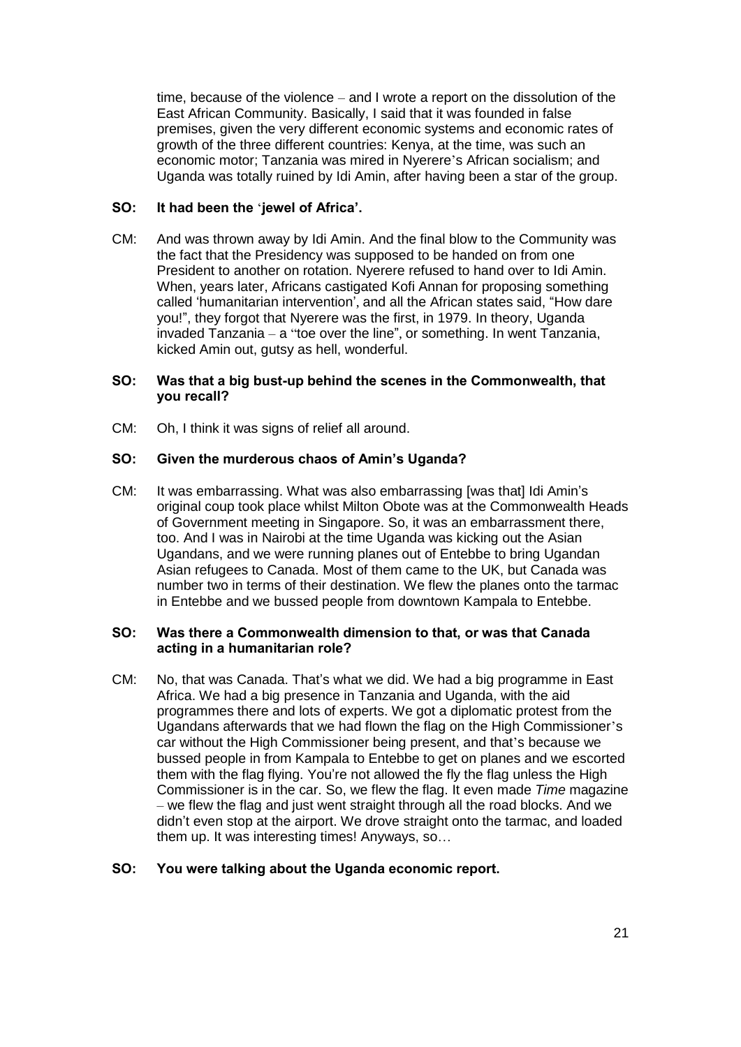time, because of the violence – and I wrote a report on the dissolution of the East African Community. Basically, I said that it was founded in false premises, given the very different economic systems and economic rates of growth of the three different countries: Kenya, at the time, was such an economic motor; Tanzania was mired in Nyerere's African socialism; and Uganda was totally ruined by Idi Amin, after having been a star of the group.

**SO: It had been the 'jewel of Africa'.**

CM: And was thrown away by Idi Amin. And the final blow to the Community was the fact that the Presidency was supposed to be handed on from one President to another on rotation. Nyerere refused to hand over to Idi Amin. When, years later, Africans castigated Kofi Annan for proposing something called 'humanitarian intervention', and all the African states said, "How dare you!", they forgot that Nyerere was the first, in 1979. In theory, Uganda invaded Tanzania – a "toe over the line", or something. In went Tanzania, kicked Amin out, gutsy as hell, wonderful.

**SO: Was that a big bust-up behind the scenes in the Commonwealth, that you recall?**

CM: Oh, I think it was signs of relief all around.

**SO: Given the murderous chaos of Amin's Uganda?**

CM: It was embarrassing. What was also embarrassing [was that] Idi Amin's original coup took place whilst Milton Obote was at the Commonwealth Heads of Government meeting in Singapore. So, it was an embarrassment there, too. And I was in Nairobi at the time Uganda was kicking out the Asian Ugandans, and we were running planes out of Entebbe to bring Ugandan Asian refugees to Canada. Most of them came to the UK, but Canada was number two in terms of their destination. We flew the planes onto the tarmac in Entebbe and we bussed people from downtown Kampala to Entebbe.

**SO: Was there a Commonwealth dimension to that, or was that Canada acting in a humanitarian role?**

CM: No, that was Canada. That's what we did. We had a big programme in East Africa. We had a big presence in Tanzania and Uganda, with the aid programmes there and lots of experts. We got a diplomatic protest from the Ugandans afterwards that we had flown the flag on the High Commissioner's car without the High Commissioner being present, and that's because we bussed people in from Kampala to Entebbe to get on planes and we escorted them with the flag flying. You're not allowed the fly the flag unless the High Commissioner is in the car. So, we flew the flag. It even made *Time* magazine – we flew the flag and just went straight through all the road blocks. And we didn't even stop at the airport. We drove straight onto the tarmac, and loaded them up. It was interesting times! Anyways, so…

**SO: You were talking about the Uganda economic report.**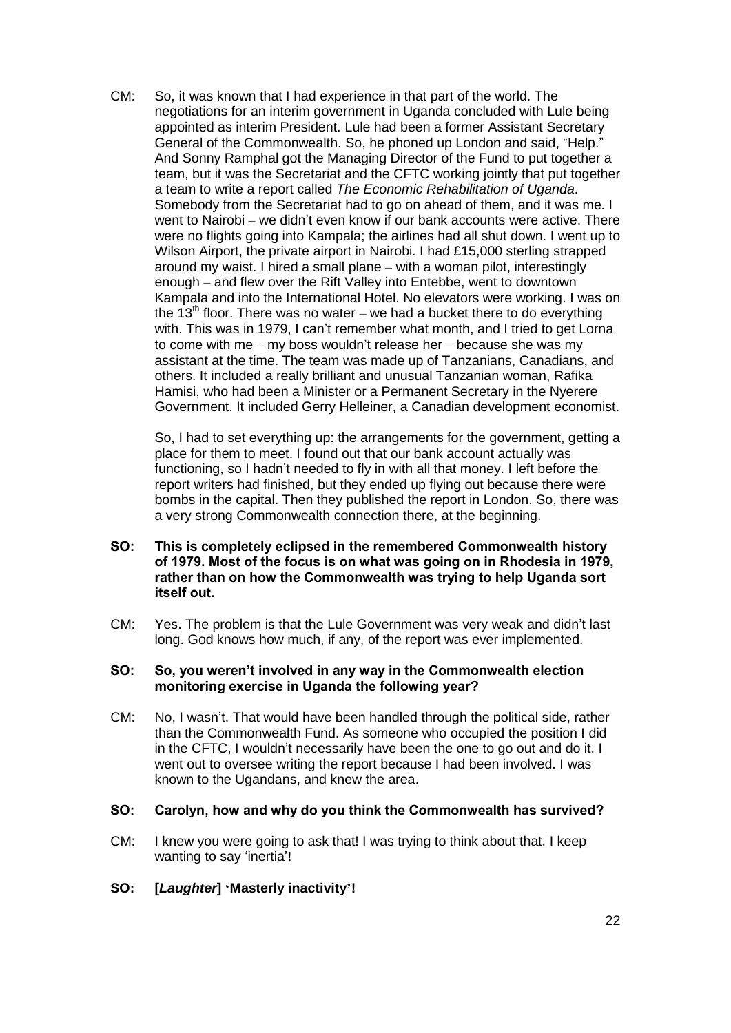CM: So, it was known that I had experience in that part of the world. The negotiations for an interim government in Uganda concluded with Lule being appointed as interim President. Lule had been a former Assistant Secretary General of the Commonwealth. So, he phoned up London and said, "Help." And Sonny Ramphal got the Managing Director of the Fund to put together a team, but it was the Secretariat and the CFTC working jointly that put together a team to write a report called *The Economic Rehabilitation of Uganda*. Somebody from the Secretariat had to go on ahead of them, and it was me. I went to Nairobi – we didn't even know if our bank accounts were active. There were no flights going into Kampala; the airlines had all shut down. I went up to Wilson Airport, the private airport in Nairobi. I had £15,000 sterling strapped around my waist. I hired a small plane – with a woman pilot, interestingly enough – and flew over the Rift Valley into Entebbe, went to downtown Kampala and into the International Hotel. No elevators were working. I was on the 13th floor. There was no water – we had a bucket there to do everything with. This was in 1979, I can't remember what month, and I tried to get Lorna to come with me – my boss wouldn't release her – because she was my assistant at the time. The team was made up of Tanzanians, Canadians, and others. It included a really brilliant and unusual Tanzanian woman, Rafika Hamisi, who had been a Minister or a Permanent Secretary in the Nyerere Government. It included Gerry Helleiner, a Canadian development economist.

So, I had to set everything up: the arrangements for the government, getting a place for them to meet. I found out that our bank account actually was functioning, so I hadn't needed to fly in with all that money. I left before the report writers had finished, but they ended up flying out because there were bombs in the capital. Then they published the report in London. So, there was a very strong Commonwealth connection there, at the beginning.

**SO: This is completely eclipsed in the remembered Commonwealth history of 1979. Most of the focus is on what was going on in Rhodesia in 1979, rather than on how the Commonwealth was trying to help Uganda sort itself out.**

CM: Yes. The problem is that the Lule Government was very weak and didn't last long. God knows how much, if any, of the report was ever implemented.

**SO: So, you weren't involved in any way in the Commonwealth election monitoring exercise in Uganda the following year?**

CM: No, I wasn't. That would have been handled through the political side, rather than the Commonwealth Fund. As someone who occupied the position I did in the CFTC, I wouldn't necessarily have been the one to go out and do it. I went out to oversee writing the report because I had been involved. I was known to the Ugandans, and knew the area.

**SO: Carolyn, how and why do you think the Commonwealth has survived?**

CM: I knew you were going to ask that! I was trying to think about that. I keep wanting to say 'inertia'!

**SO: [*Laughter*] 'Masterly inactivity'!**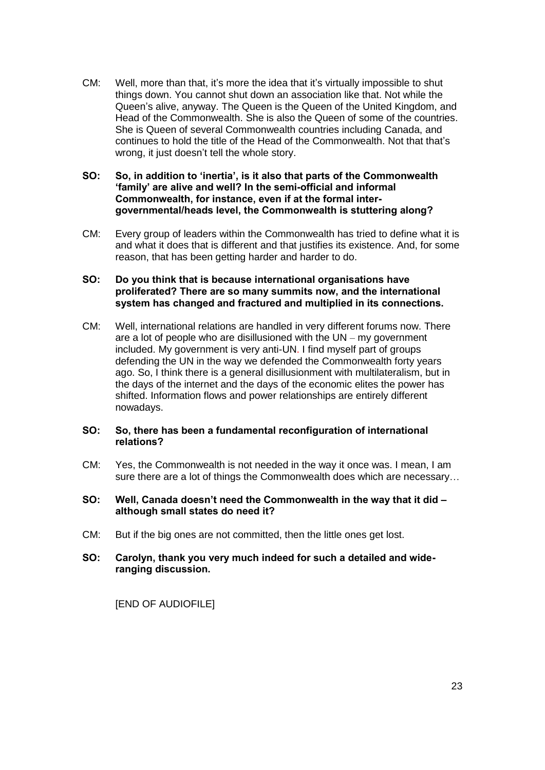CM: Well, more than that, it's more the idea that it's virtually impossible to shut things down. You cannot shut down an association like that. Not while the Queen's alive, anyway. The Queen is the Queen of the United Kingdom, and Head of the Commonwealth. She is also the Queen of some of the countries. She is Queen of several Commonwealth countries including Canada, and continues to hold the title of the Head of the Commonwealth. Not that that's wrong, it just doesn't tell the whole story.

**SO: So, in addition to 'inertia', is it also that parts of the Commonwealth 'family' are alive and well? In the semi-official and informal Commonwealth, for instance, even if at the formal inter-governmental/heads level, the Commonwealth is stuttering along?**

CM: Every group of leaders within the Commonwealth has tried to define what it is and what it does that is different and that justifies its existence. And, for some reason, that has been getting harder and harder to do.

**SO: Do you think that is because international organisations have proliferated? There are so many summits now, and the international system has changed and fractured and multiplied in its connections.**

CM: Well, international relations are handled in very different forums now. There are a lot of people who are disillusioned with the UN – my government included. My government is very anti-UN. I find myself part of groups defending the UN in the way we defended the Commonwealth forty years ago. So, I think there is a general disillusionment with multilateralism, but in the days of the internet and the days of the economic elites the power has shifted. Information flows and power relationships are entirely different nowadays.

**SO: So, there has been a fundamental reconfiguration of international relations?**

CM: Yes, the Commonwealth is not needed in the way it once was. I mean, I am sure there are a lot of things the Commonwealth does which are necessary…

**SO: Well, Canada doesn't need the Commonwealth in the way that it did – although small states do need it?**

CM: But if the big ones are not committed, then the little ones get lost.

**SO: Carolyn, thank you very much indeed for such a detailed and wide-ranging discussion.**

[END OF AUDIOFILE]